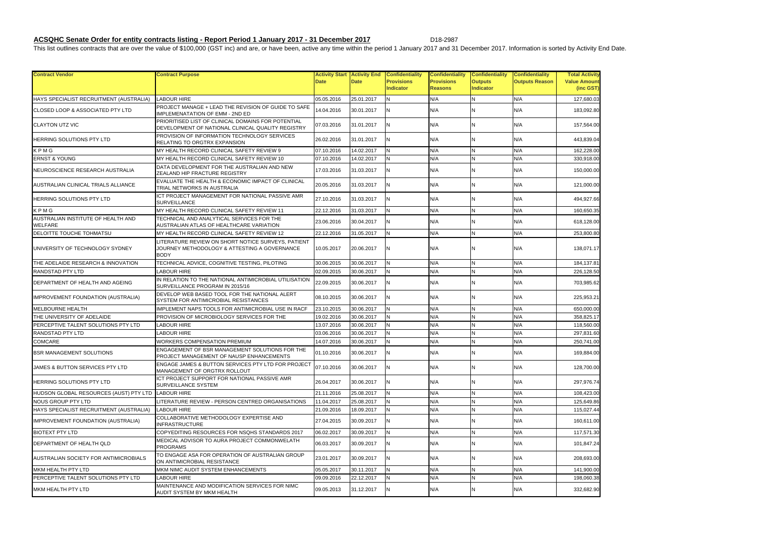**ACSQHC Senate Order for entity contracts listing - Report Period 1 January 2017 - 31 December 2017** D18-2987

This list outlines contracts that are over the value of $100,000 (GST inc) and are, or have been, active any time within the period 1 January 2017 and 31 December 2017. Information is sorted by Activity End Date.

| Contract Vendor | Contract Purpose | Activity Start Date | Activity End Date | Confidentiality Provisions Indicator | Confidentiality Provisions Reasons | Confidentiality Outputs Indicator | Confidentiality Outputs Reason | Total Activity Value Amount (inc GST) |
|---|---|---|---|---|---|---|---|---|
| HAYS SPECIALIST RECRUITMENT (AUSTRALIA) | LABOUR HIRE | 05.05.2016 | 25.01.2017 | N | N/A | N | N/A | 127,680.03 |
| CLOSED LOOP & ASSOCIATED PTY LTD | PROJECT MANAGE + LEAD THE REVISION OF GUIDE TO SAFE IMPLEMENATATION OF EMM - 2ND ED | 14.04.2016 | 30.01.2017 | N | N/A | N | N/A | 183,092.80 |
| CLAYTON UTZ VIC | PRIORITISED LIST OF CLINICAL DOMAINS FOR POTENTIAL DEVELOPMENT OF NATIONAL CLINICAL QUALITY REGISTRY | 07.03.2016 | 31.01.2017 | N | N/A | N | N/A | 157,564.00 |
| HERRING SOLUTIONS PTY LTD | PROVISION OF INFORMATION TECHNOLOGY SERVICES RELATING TO ORGTRX EXPANSION | 26.02.2016 | 31.01.2017 | N | N/A | N | N/A | 443,839.04 |
| K P M G | MY HEALTH RECORD CLINICAL SAFETY REVIEW 9 | 07.10.2016 | 14.02.2017 | N | N/A | N | N/A | 162,228.00 |
| ERNST & YOUNG | MY HEALTH RECORD CLINICAL SAFETY REVIEW 10 | 07.10.2016 | 14.02.2017 | N | N/A | N | N/A | 330,918.00 |
| NEUROSCIENCE RESEARCH AUSTRALIA | DATA DEVELOPMENT FOR THE AUSTRALIAN AND NEW ZEALAND HIP FRACTURE REGISTRY | 17.03.2016 | 31.03.2017 | N | N/A | N | N/A | 150,000.00 |
| AUSTRALIAN CLINICAL TRIALS ALLIANCE | EVALUATE THE HEALTH & ECONOMIC IMPACT OF CLINICAL TRIAL NETWORKS IN AUSTRALIA | 20.05.2016 | 31.03.2017 | N | N/A | N | N/A | 121,000.00 |
| HERRING SOLUTIONS PTY LTD | ICT PROJECT MANAGEMENT FOR NATIONAL PASSIVE AMR SURVEILLANCE | 27.10.2016 | 31.03.2017 | N | N/A | N | N/A | 494,927.66 |
| K P M G | MY HEALTH RECORD CLINICAL SAFETY REVIEW 11 | 22.12.2016 | 31.03.2017 | N | N/A | N | N/A | 160,650.35 |
| AUSTRALIAN INSTITUTE OF HEALTH AND WELFARE | TECHNICAL AND ANALYTICAL SERVICES FOR THE AUSTRALIAN ATLAS OF HEALTHCARE VARIATION | 23.06.2016 | 30.04.2017 | N | N/A | N | N/A | 618,128.00 |
| DELOITTE TOUCHE TOHMATSU | MY HEALTH RECORD CLINICAL SAFETY REVIEW 12 | 22.12.2016 | 31.05.2017 | N | N/A | N | N/A | 253,800.80 |
| UNIVERSITY OF TECHNOLOGY SYDNEY | LITERATURE REVIEW ON SHORT NOTICE SURVEYS, PATIENT JOURNEY METHODOLOGY & ATTESTING A GOVERNANCE BODY | 10.05.2017 | 20.06.2017 | N | N/A | N | N/A | 138,071.17 |
| THE ADELAIDE RESEARCH & INNOVATION | TECHNICAL ADVICE, COGNITIVE TESTING, PILOTING | 30.06.2015 | 30.06.2017 | N | N/A | N | N/A | 184,137.81 |
| RANDSTAD PTY LTD | LABOUR HIRE | 02.09.2015 | 30.06.2017 | N | N/A | N | N/A | 226,128.50 |
| DEPARTMENT OF HEALTH AND AGEING | IN RELATION TO THE NATIONAL ANTIMICROBIAL UTILISATION SURVEILLANCE PROGRAM IN 2015/16 | 22.09.2015 | 30.06.2017 | N | N/A | N | N/A | 703,985.62 |
| IMPROVEMENT FOUNDATION (AUSTRALIA) | DEVELOP WEB BASED TOOL FOR THE NATIONAL ALERT SYSTEM FOR ANTIMICROBIAL RESISTANCES | 08.10.2015 | 30.06.2017 | N | N/A | N | N/A | 225,953.21 |
| MELBOURNE HEALTH | IMPLEMENT NAPS TOOLS FOR ANTIMICROBIAL USE IN RACF | 23.10.2015 | 30.06.2017 | N | N/A | N | N/A | 650,000.00 |
| THE UNIVERSITY OF ADELAIDE | PROVISION OF MICROBIOLOGY SERVICES FOR THE | 19.02.2016 | 30.06.2017 | N | N/A | N | N/A | 358,825.17 |
| PERCEPTIVE TALENT SOLUTIONS PTY LTD | LABOUR HIRE | 13.07.2016 | 30.06.2017 | N | N/A | N | N/A | 118,560.00 |
| RANDSTAD PTY LTD | LABOUR HIRE | 03.06.2016 | 30.06.2017 | N | N/A | N | N/A | 297,831.60 |
| COMCARE | WORKERS COMPENSATION PREMIUM | 14.07.2016 | 30.06.2017 | N | N/A | N | N/A | 250,741.00 |
| BSR MANAGEMENT SOLUTIONS | ENGAGEMENT OF BSR MANAGEMENT SOLUTIONS FOR THE PROJECT MANAGEMENT OF NAUSP ENHANCEMENTS | 01.10.2016 | 30.06.2017 | N | N/A | N | N/A | 169,884.00 |
| JAMES & BUTTON SERVICES PTY LTD | ENGAGE JAMES & BUTTON SERVICES PTY LTD FOR PROJECT MANAGEMENT OF ORGTRX ROLLOUT | 07.10.2016 | 30.06.2017 | N | N/A | N | N/A | 128,700.00 |
| HERRING SOLUTIONS PTY LTD | ICT PROJECT SUPPORT FOR NATIONAL PASSIVE AMR SURVEILLANCE SYSTEM | 26.04.2017 | 30.06.2017 | N | N/A | N | N/A | 297,976.74 |
| HUDSON GLOBAL RESOURCES (AUST) PTY LTD | LABOUR HIRE | 21.11.2016 | 25.08.2017 | N | N/A | N | N/A | 108,423.00 |
| NOUS GROUP PTY LTD | LITERATURE REVIEW - PERSON CENTRED ORGANISATIONS | 11.04.2017 | 25.08.2017 | N | N/A | N | N/A | 125,649.86 |
| HAYS SPECIALIST RECRUITMENT (AUSTRALIA) | LABOUR HIRE | 21.09.2016 | 18.09.2017 | N | N/A | N | N/A | 115,027.44 |
| IMPROVEMENT FOUNDATION (AUSTRALIA) | COLLABORATIVE METHODOLOGY EXPERTISE AND INFRASTRUCTURE | 27.04.2015 | 30.09.2017 | N | N/A | N | N/A | 160,611.00 |
| BIOTEXT PTY LTD | COPYEDITING RESOURCES FOR NSQHS STANDARDS 2017 | 06.02.2017 | 30.09.2017 | N | N/A | N | N/A | 117,571.30 |
| DEPARTMENT OF HEALTH QLD | MEDICAL ADVISOR TO AURA PROJECT COMMONWELATH PROGRAMS | 06.03.2017 | 30.09.2017 | N | N/A | N | N/A | 101,847.24 |
| AUSTRALIAN SOCIETY FOR ANTIMICROBIALS | TO ENGAGE ASA FOR OPERATION OF AUSTRALIAN GROUP ON ANTIMICROBIAL RESISTANCE | 23.01.2017 | 30.09.2017 | N | N/A | N | N/A | 208,693.00 |
| MKM HEALTH PTY LTD | MKM NIMC AUDIT SYSTEM ENHANCEMENTS | 05.05.2017 | 30.11.2017 | N | N/A | N | N/A | 141,900.00 |
| PERCEPTIVE TALENT SOLUTIONS PTY LTD | LABOUR HIRE | 09.09.2016 | 22.12.2017 | N | N/A | N | N/A | 198,060.38 |
| MKM HEALTH PTY LTD | MAINTENANCE AND MODIFICATION SERVICES FOR NIMC AUDIT SYSTEM BY MKM HEALTH | 09.05.2013 | 31.12.2017 | N | N/A | N | N/A | 332,682.90 |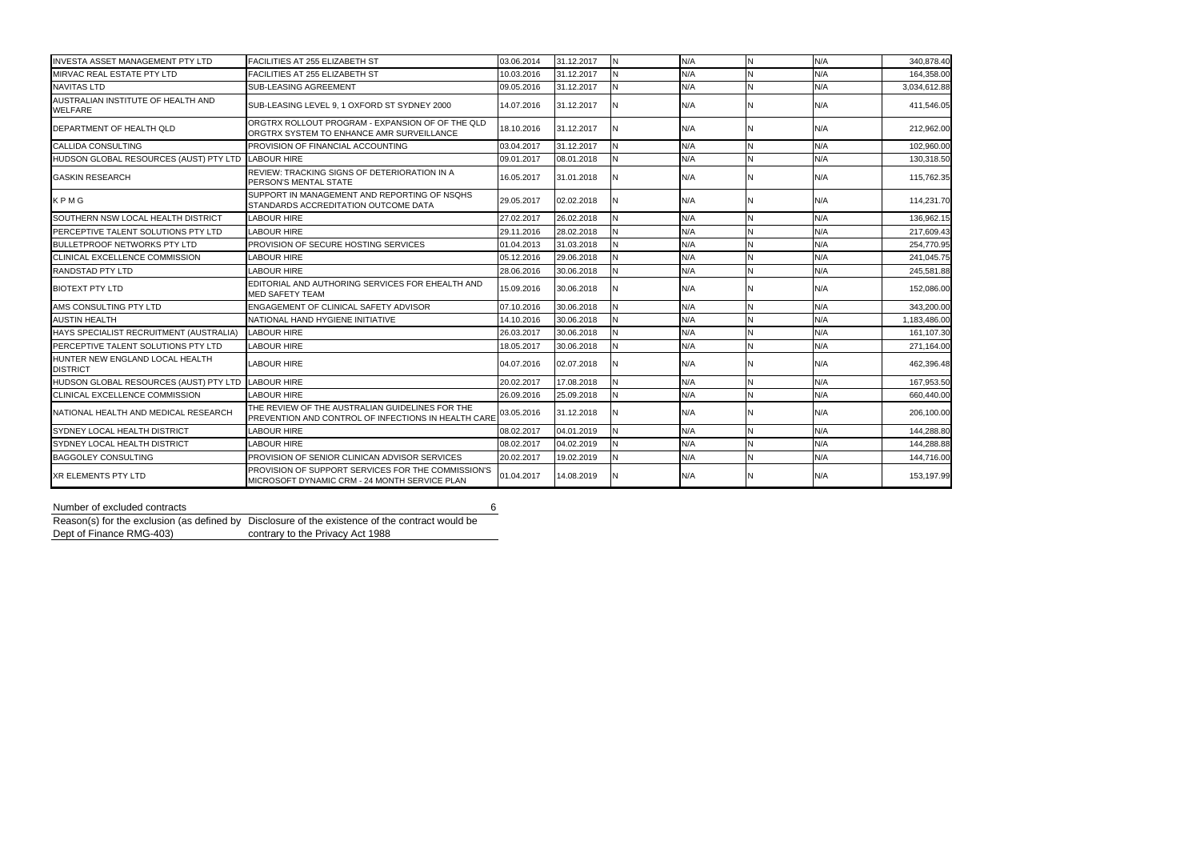| | | | | | | | | |
|---|---|---|---|---|---|---|---|---|
| INVESTA ASSET MANAGEMENT PTY LTD | FACILITIES AT 255 ELIZABETH ST | 03.06.2014 | 31.12.2017 | N | N/A | N | N/A | 340,878.40 |
| MIRVAC REAL ESTATE PTY LTD | FACILITIES AT 255 ELIZABETH ST | 10.03.2016 | 31.12.2017 | N | N/A | N | N/A | 164,358.00 |
| NAVITAS LTD | SUB-LEASING AGREEMENT | 09.05.2016 | 31.12.2017 | N | N/A | N | N/A | 3,034,612.88 |
| AUSTRALIAN INSTITUTE OF HEALTH AND WELFARE | SUB-LEASING LEVEL 9, 1 OXFORD ST SYDNEY 2000 | 14.07.2016 | 31.12.2017 | N | N/A | N | N/A | 411,546.05 |
| DEPARTMENT OF HEALTH QLD | ORGTRX ROLLOUT PROGRAM - EXPANSION OF OF THE QLD ORGTRX SYSTEM TO ENHANCE AMR SURVEILLANCE | 18.10.2016 | 31.12.2017 | N | N/A | N | N/A | 212,962.00 |
| CALLIDA CONSULTING | PROVISION OF FINANCIAL ACCOUNTING | 03.04.2017 | 31.12.2017 | N | N/A | N | N/A | 102,960.00 |
| HUDSON GLOBAL RESOURCES (AUST) PTY LTD | LABOUR HIRE | 09.01.2017 | 08.01.2018 | N | N/A | N | N/A | 130,318.50 |
| GASKIN RESEARCH | REVIEW: TRACKING SIGNS OF DETERIORATION IN A PERSON'S MENTAL STATE | 16.05.2017 | 31.01.2018 | N | N/A | N | N/A | 115,762.35 |
| K P M G | SUPPORT IN MANAGEMENT AND REPORTING OF NSQHS STANDARDS ACCREDITATION OUTCOME DATA | 29.05.2017 | 02.02.2018 | N | N/A | N | N/A | 114,231.70 |
| SOUTHERN NSW LOCAL HEALTH DISTRICT | LABOUR HIRE | 27.02.2017 | 26.02.2018 | N | N/A | N | N/A | 136,962.15 |
| PERCEPTIVE TALENT SOLUTIONS PTY LTD | LABOUR HIRE | 29.11.2016 | 28.02.2018 | N | N/A | N | N/A | 217,609.43 |
| BULLETPROOF NETWORKS PTY LTD | PROVISION OF SECURE HOSTING SERVICES | 01.04.2013 | 31.03.2018 | N | N/A | N | N/A | 254,770.95 |
| CLINICAL EXCELLENCE COMMISSION | LABOUR HIRE | 05.12.2016 | 29.06.2018 | N | N/A | N | N/A | 241,045.75 |
| RANDSTAD PTY LTD | LABOUR HIRE | 28.06.2016 | 30.06.2018 | N | N/A | N | N/A | 245,581.88 |
| BIOTEXT PTY LTD | EDITORIAL AND AUTHORING SERVICES FOR EHEALTH AND MED SAFETY TEAM | 15.09.2016 | 30.06.2018 | N | N/A | N | N/A | 152,086.00 |
| AMS CONSULTING PTY LTD | ENGAGEMENT OF CLINICAL SAFETY ADVISOR | 07.10.2016 | 30.06.2018 | N | N/A | N | N/A | 343,200.00 |
| AUSTIN HEALTH | NATIONAL HAND HYGIENE INITIATIVE | 14.10.2016 | 30.06.2018 | N | N/A | N | N/A | 1,183,486.00 |
| HAYS SPECIALIST RECRUITMENT (AUSTRALIA) | LABOUR HIRE | 26.03.2017 | 30.06.2018 | N | N/A | N | N/A | 161,107.30 |
| PERCEPTIVE TALENT SOLUTIONS PTY LTD | LABOUR HIRE | 18.05.2017 | 30.06.2018 | N | N/A | N | N/A | 271,164.00 |
| HUNTER NEW ENGLAND LOCAL HEALTH DISTRICT | LABOUR HIRE | 04.07.2016 | 02.07.2018 | N | N/A | N | N/A | 462,396.48 |
| HUDSON GLOBAL RESOURCES (AUST) PTY LTD | LABOUR HIRE | 20.02.2017 | 17.08.2018 | N | N/A | N | N/A | 167,953.50 |
| CLINICAL EXCELLENCE COMMISSION | LABOUR HIRE | 26.09.2016 | 25.09.2018 | N | N/A | N | N/A | 660,440.00 |
| NATIONAL HEALTH AND MEDICAL RESEARCH | THE REVIEW OF THE AUSTRALIAN GUIDELINES FOR THE PREVENTION AND CONTROL OF INFECTIONS IN HEALTH CARE | 03.05.2016 | 31.12.2018 | N | N/A | N | N/A | 206,100.00 |
| SYDNEY LOCAL HEALTH DISTRICT | LABOUR HIRE | 08.02.2017 | 04.01.2019 | N | N/A | N | N/A | 144,288.80 |
| SYDNEY LOCAL HEALTH DISTRICT | LABOUR HIRE | 08.02.2017 | 04.02.2019 | N | N/A | N | N/A | 144,288.88 |
| BAGGOLEY CONSULTING | PROVISION OF SENIOR CLINICAN ADVISOR SERVICES | 20.02.2017 | 19.02.2019 | N | N/A | N | N/A | 144,716.00 |
| XR ELEMENTS PTY LTD | PROVISION OF SUPPORT SERVICES FOR THE COMMISSION'S MICROSOFT DYNAMIC CRM - 24 MONTH SERVICE PLAN | 01.04.2017 | 14.08.2019 | N | N/A | N | N/A | 153,197.99 |

| | |
|---|---|
| Number of excluded contracts | 6 |
| Reason(s) for the exclusion (as defined by Dept of Finance RMG-403) | Disclosure of the existence of the contract would be contrary to the Privacy Act 1988 |